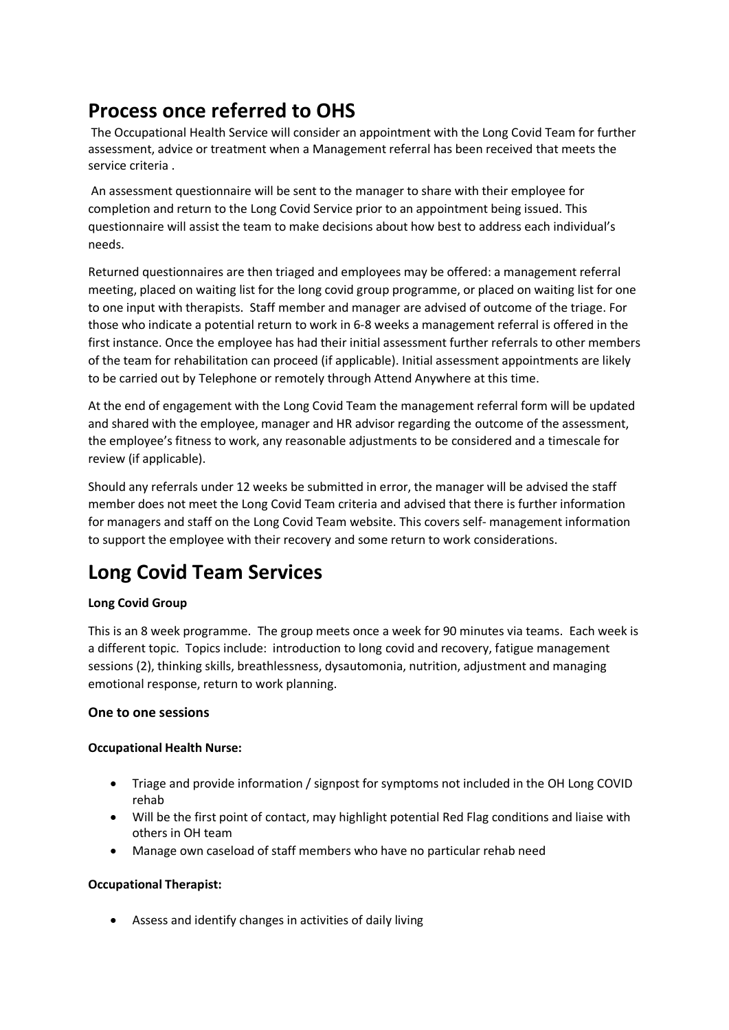# Process once referred to OHS

The Occupational Health Service will consider an appointment with the Long Covid Team for further assessment, advice or treatment when a Management referral has been received that meets the service criteria .

An assessment questionnaire will be sent to the manager to share with their employee for completion and return to the Long Covid Service prior to an appointment being issued. This questionnaire will assist the team to make decisions about how best to address each individual's needs.

Returned questionnaires are then triaged and employees may be offered: a management referral meeting, placed on waiting list for the long covid group programme, or placed on waiting list for one to one input with therapists. Staff member and manager are advised of outcome of the triage. For those who indicate a potential return to work in 6-8 weeks a management referral is offered in the first instance. Once the employee has had their initial assessment further referrals to other members of the team for rehabilitation can proceed (if applicable). Initial assessment appointments are likely to be carried out by Telephone or remotely through Attend Anywhere at this time.

At the end of engagement with the Long Covid Team the management referral form will be updated and shared with the employee, manager and HR advisor regarding the outcome of the assessment, the employee's fitness to work, any reasonable adjustments to be considered and a timescale for review (if applicable).

Should any referrals under 12 weeks be submitted in error, the manager will be advised the staff member does not meet the Long Covid Team criteria and advised that there is further information for managers and staff on the Long Covid Team website. This covers self- management information to support the employee with their recovery and some return to work considerations.

# Long Covid Team Services

**Long Covid Group**

This is an 8 week programme. The group meets once a week for 90 minutes via teams. Each week is a different topic. Topics include: introduction to long covid and recovery, fatigue management sessions (2), thinking skills, breathlessness, dysautomonia, nutrition, adjustment and managing emotional response, return to work planning.

### One to one sessions

**Occupational Health Nurse:**

- Triage and provide information / signpost for symptoms not included in the OH Long COVID rehab
- Will be the first point of contact, may highlight potential Red Flag conditions and liaise with others in OH team
- Manage own caseload of staff members who have no particular rehab need

**Occupational Therapist:**

- Assess and identify changes in activities of daily living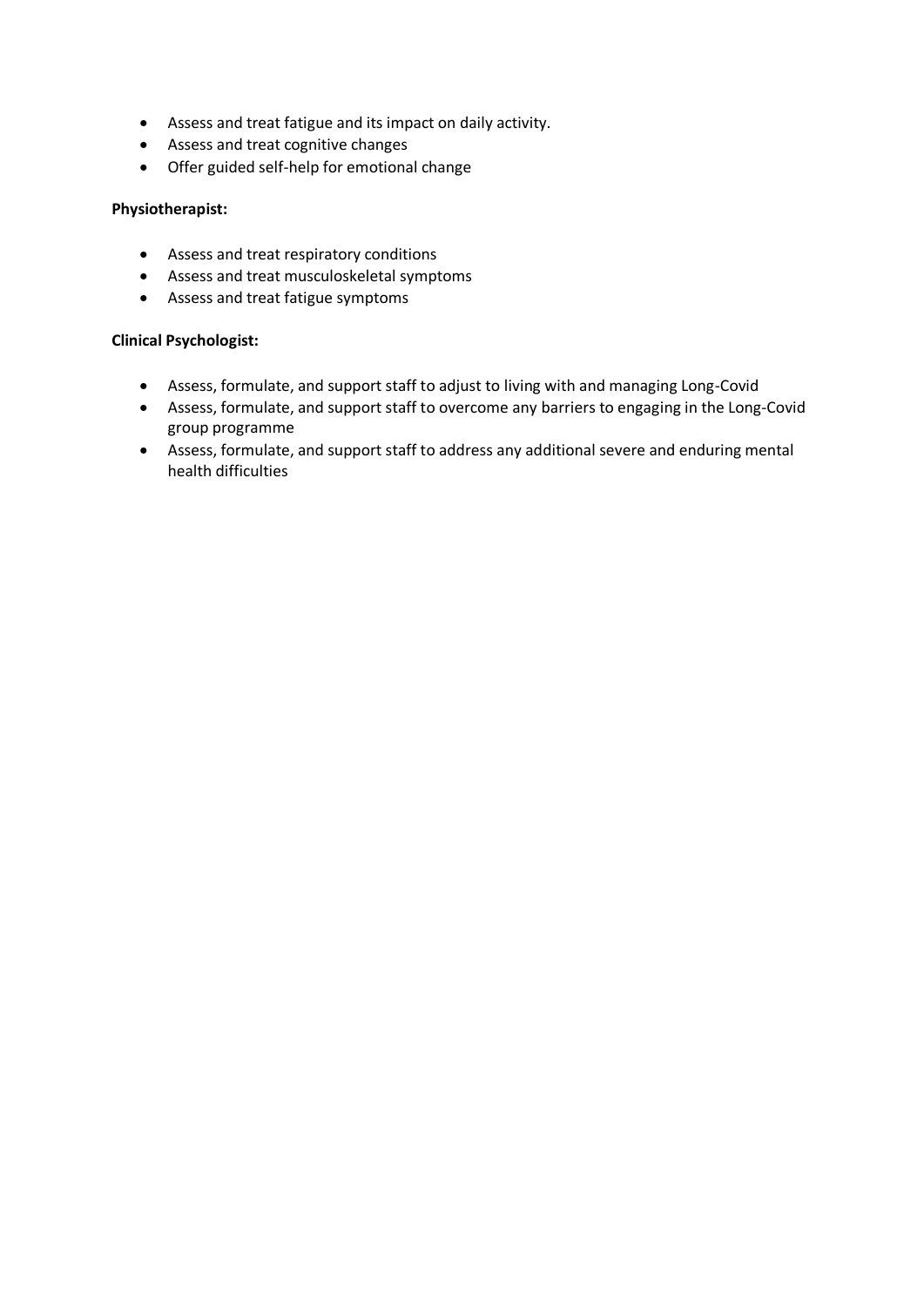- Assess and treat fatigue and its impact on daily activity.
- Assess and treat cognitive changes
- Offer guided self-help for emotional change

**Physiotherapist:**

- Assess and treat respiratory conditions
- Assess and treat musculoskeletal symptoms
- Assess and treat fatigue symptoms

**Clinical Psychologist:**

- Assess, formulate, and support staff to adjust to living with and managing Long-Covid
- Assess, formulate, and support staff to overcome any barriers to engaging in the Long-Covid group programme
- Assess, formulate, and support staff to address any additional severe and enduring mental health difficulties